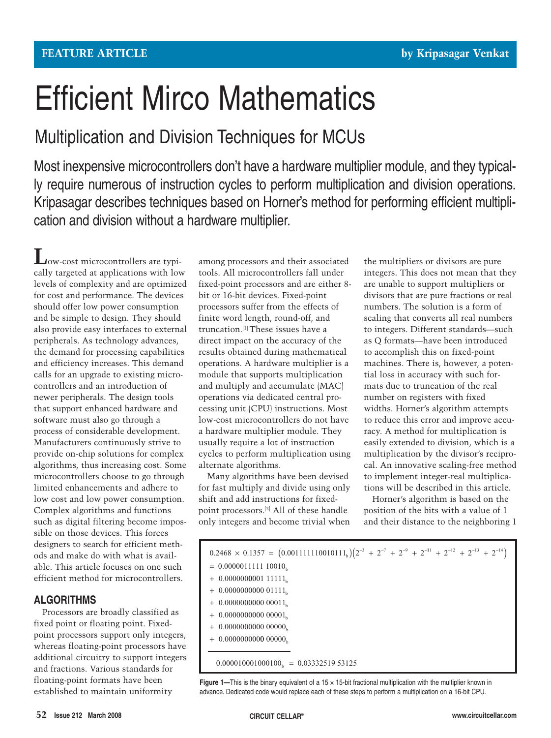FEATURE ARTICLE — by Kripasagar Venkat

# Efficient Mirco Mathematics

## Multiplication and Division Techniques for MCUs

Most inexpensive microcontrollers don't have a hardware multiplier module, and they typically require numerous of instruction cycles to perform multiplication and division operations. Kripasagar describes techniques based on Horner's method for performing efficient multiplication and division without a hardware multiplier.

Low-cost microcontrollers are typically targeted at applications with low levels of complexity and are optimized for cost and performance. The devices should offer low power consumption and be simple to design. They should also provide easy interfaces to external peripherals. As technology advances, the demand for processing capabilities and efficiency increases. This demand calls for an upgrade to existing microcontrollers and an introduction of newer peripherals. The design tools that support enhanced hardware and software must also go through a process of considerable development. Manufacturers continuously strive to provide on-chip solutions for complex algorithms, thus increasing cost. Some microcontrollers choose to go through limited enhancements and adhere to low cost and low power consumption. Complex algorithms and functions such as digital filtering become impossible on those devices. This forces designers to search for efficient methods and make do with what is available. This article focuses on one such efficient method for microcontrollers.

### ALGORITHMS

Processors are broadly classified as fixed point or floating point. Fixed-point processors support only integers, whereas floating-point processors have additional circuitry to support integers and fractions. Various standards for floating-point formats have been established to maintain uniformity among processors and their associated tools. All microcontrollers fall under fixed-point processors and are either 8-bit or 16-bit devices. Fixed-point processors suffer from the effects of finite word length, round-off, and truncation.[1] These issues have a direct impact on the accuracy of the results obtained during mathematical operations. A hardware multiplier is a module that supports multiplication and multiply and accumulate (MAC) operations via dedicated central processing unit (CPU) instructions. Most low-cost microcontrollers do not have a hardware multiplier module. They usually require a lot of instruction cycles to perform multiplication using alternate algorithms.

Many algorithms have been devised for fast multiply and divide using only shift and add instructions for fixed-point processors.[2] All of these handle only integers and become trivial when the multipliers or divisors are pure integers. This does not mean that they are unable to support multipliers or divisors that are pure fractions or real numbers. The solution is a form of scaling that converts all real numbers to integers. Different standards—such as Q formats—have been introduced to accomplish this on fixed-point machines. There is, however, a potential loss in accuracy with such formats due to truncation of the real number on registers with fixed widths. Horner's algorithm attempts to reduce this error and improve accuracy. A method for multiplication is easily extended to division, which is a multiplication by the divisor's reciprocal. An innovative scaling-free method to implement integer-real multiplications will be described in this article.

Horner's algorithm is based on the position of the bits with a value of 1 and their distance to the neighboring 1

$$
\begin{aligned}
0.2468 \times 0.1357 &= \left(0.001111110010111_b\right)\left(2^{-3} + 2^{-7} + 2^{-9} + 2^{-11} + 2^{-12} + 2^{-13} + 2^{-14}\right) \\
&= 0.0000011111\ 10010_b \\
&+ 0.0000000001\ 11111_b \\
&+ 0.0000000000\ 01111_b \\
&+ 0.0000000000\ 00011_b \\
&+ 0.0000000000\ 00001_b \\
&+ 0.0000000000\ 00000_b \\
&+ 0.0000000000\ 00000_b \\
\hline
&\ \ 0.000010001000100_b = 0.03332519\ 53125
\end{aligned}
$$

**Figure 1—**This is the binary equivalent of a 15 × 15-bit fractional multiplication with the multiplier known in advance. Dedicated code would replace each of these steps to perform a multiplication on a 16-bit CPU.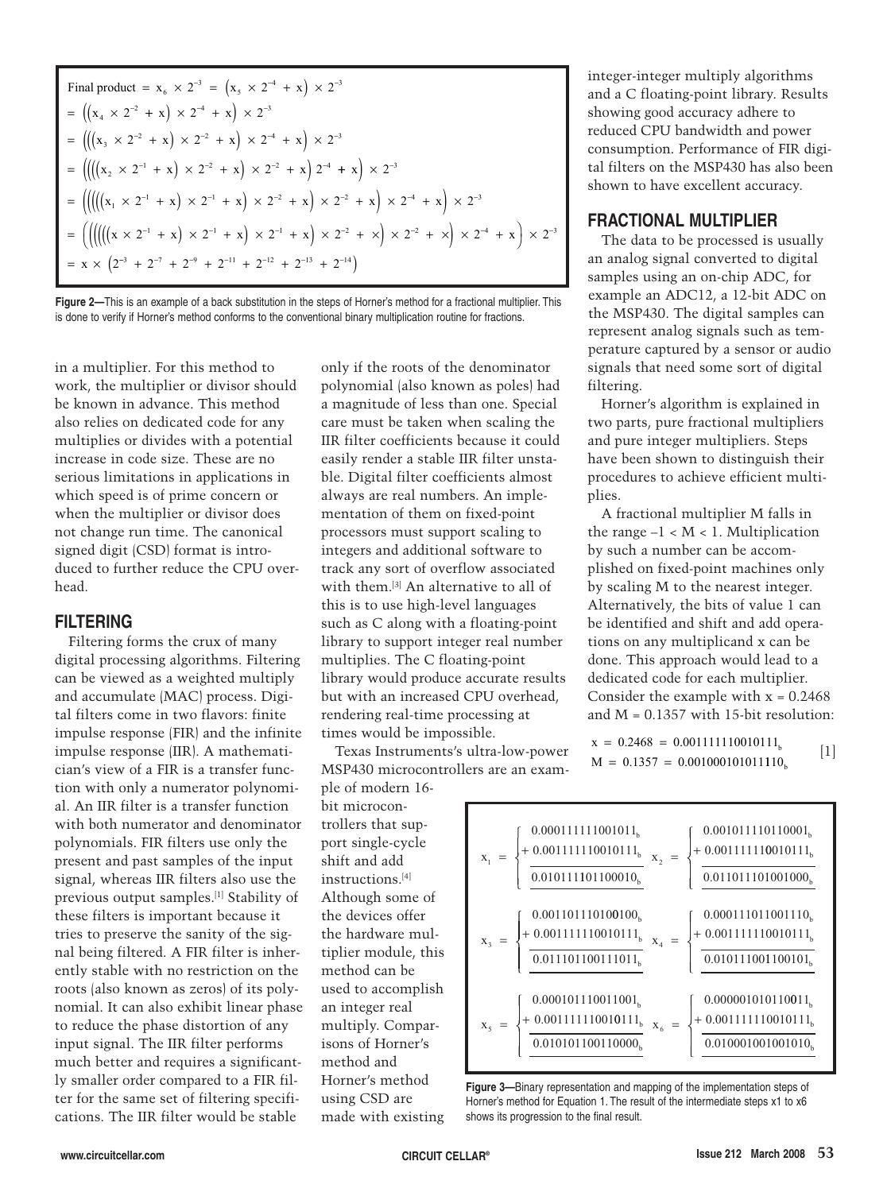$$\begin{aligned}
\text{Final product} &= x_6 \times 2^{-3} = \left(x_5 \times 2^{-4} + x\right) \times 2^{-3} \\
&= \left(\left(x_4 \times 2^{-2} + x\right) \times 2^{-4} + x\right) \times 2^{-3} \\
&= \left(\left(\left(x_3 \times 2^{-2} + x\right) \times 2^{-2} + x\right) \times 2^{-4} + x\right) \times 2^{-3} \\
&= \left(\left(\left(\left(x_2 \times 2^{-1} + x\right) \times 2^{-2} + x\right) \times 2^{-2} + x\right) 2^{-4} + x\right) \times 2^{-3} \\
&= \left(\left(\left(\left(\left(x_1 \times 2^{-1} + x\right) \times 2^{-1} + x\right) \times 2^{-2} + x\right) \times 2^{-2} + x\right) \times 2^{-4} + x\right) \times 2^{-3} \\
&= \left(\left(\left(\left(\left(\left(x \times 2^{-1} + x\right) \times 2^{-1} + x\right) \times 2^{-1} + x\right) \times 2^{-2} + x\right) \times 2^{-2} + x\right) \times 2^{-4} + x\right) \times 2^{-3} \\
&= x \times \left(2^{-3} + 2^{-7} + 2^{-9} + 2^{-11} + 2^{-12} + 2^{-13} + 2^{-14}\right)
\end{aligned}$$

**Figure 2—**This is an example of a back substitution in the steps of Horner's method for a fractional multiplier. This is done to verify if Horner's method conforms to the conventional binary multiplication routine for fractions.

in a multiplier. For this method to work, the multiplier or divisor should be known in advance. This method also relies on dedicated code for any multiplies or divides with a potential increase in code size. These are no serious limitations in applications in which speed is of prime concern or when the multiplier or divisor does not change run time. The canonical signed digit (CSD) format is introduced to further reduce the CPU overhead.

## FILTERING

Filtering forms the crux of many digital processing algorithms. Filtering can be viewed as a weighted multiply and accumulate (MAC) process. Digital filters come in two flavors: finite impulse response (FIR) and the infinite impulse response (IIR). A mathematician's view of a FIR is a transfer function with only a numerator polynomial. An IIR filter is a transfer function with both numerator and denominator polynomials. FIR filters use only the present and past samples of the input signal, whereas IIR filters also use the previous output samples.[1] Stability of these filters is important because it tries to preserve the sanity of the signal being filtered. A FIR filter is inherently stable with no restriction on the roots (also known as zeros) of its polynomial. It can also exhibit linear phase to reduce the phase distortion of any input signal. The IIR filter performs much better and requires a significantly smaller order compared to a FIR filter for the same set of filtering specifications. The IIR filter would be stable only if the roots of the denominator polynomial (also known as poles) had a magnitude of less than one. Special care must be taken when scaling the IIR filter coefficients because it could easily render a stable IIR filter unstable. Digital filter coefficients almost always are real numbers. An implementation of them on fixed-point processors must support scaling to integers and additional software to track any sort of overflow associated with them.[3] An alternative to all of this is to use high-level languages such as C along with a floating-point library to support integer real number multiplies. The C floating-point library would produce accurate results but with an increased CPU overhead, rendering real-time processing at times would be impossible.

Texas Instruments's ultra-low-power MSP430 microcontrollers are an example of modern 16-bit microcontrollers that support single-cycle shift and add instructions.[4] Although some of the devices offer the hardware multiplier module, this method can be used to accomplish an integer real multiply. Comparisons of Horner's method and Horner's method using CSD are made with existing integer-integer multiply algorithms and a C floating-point library. Results showing good accuracy adhere to reduced CPU bandwidth and power consumption. Performance of FIR digital filters on the MSP430 has also been shown to have excellent accuracy.

## FRACTIONAL MULTIPLIER

The data to be processed is usually an analog signal converted to digital samples using an on-chip ADC, for example an ADC12, a 12-bit ADC on the MSP430. The digital samples can represent analog signals such as temperature captured by a sensor or audio signals that need some sort of digital filtering.

Horner's algorithm is explained in two parts, pure fractional multipliers and pure integer multipliers. Steps have been shown to distinguish their procedures to achieve efficient multiplies.

A fractional multiplier M falls in the range $-1 < M < 1$. Multiplication by such a number can be accomplished on fixed-point machines only by scaling M to the nearest integer. Alternatively, the bits of value 1 can be identified and shift and add operations on any multiplicand x can be done. This approach would lead to a dedicated code for each multiplier. Consider the example with $x = 0.2468$ and $M = 0.1357$ with 15-bit resolution:

$$\begin{aligned} x &= 0.2468 = 0.001111110010111_b \\ M &= 0.1357 = 0.001000101011110_b \end{aligned} \qquad [1]$$

$$x_1 = \begin{cases} 0.000111111001011_b \\ +\, 0.001111110010111_b \\ \hline 0.010111101100010_b \end{cases} \quad x_2 = \begin{cases} 0.001011110110001_b \\ +\, 0.001111110010111_b \\ \hline 0.011011101001000_b \end{cases}$$

$$x_3 = \begin{cases} 0.001101110100100_b \\ +\, 0.001111110010111_b \\ \hline 0.011101100111011_b \end{cases} \quad x_4 = \begin{cases} 0.000111011001110_b \\ +\, 0.001111110010111_b \\ \hline 0.010111001100101_b \end{cases}$$

$$x_5 = \begin{cases} 0.000101110011001_b \\ +\, 0.001111110010111_b \\ \hline 0.010101100110000_b \end{cases} \quad x_6 = \begin{cases} 0.000001010110011_b \\ +\, 0.001111110010111_b \\ \hline 0.010001001001010_b \end{cases}$$

**Figure 3—**Binary representation and mapping of the implementation steps of Horner's method for Equation 1. The result of the intermediate steps x1 to x6 shows its progression to the final result.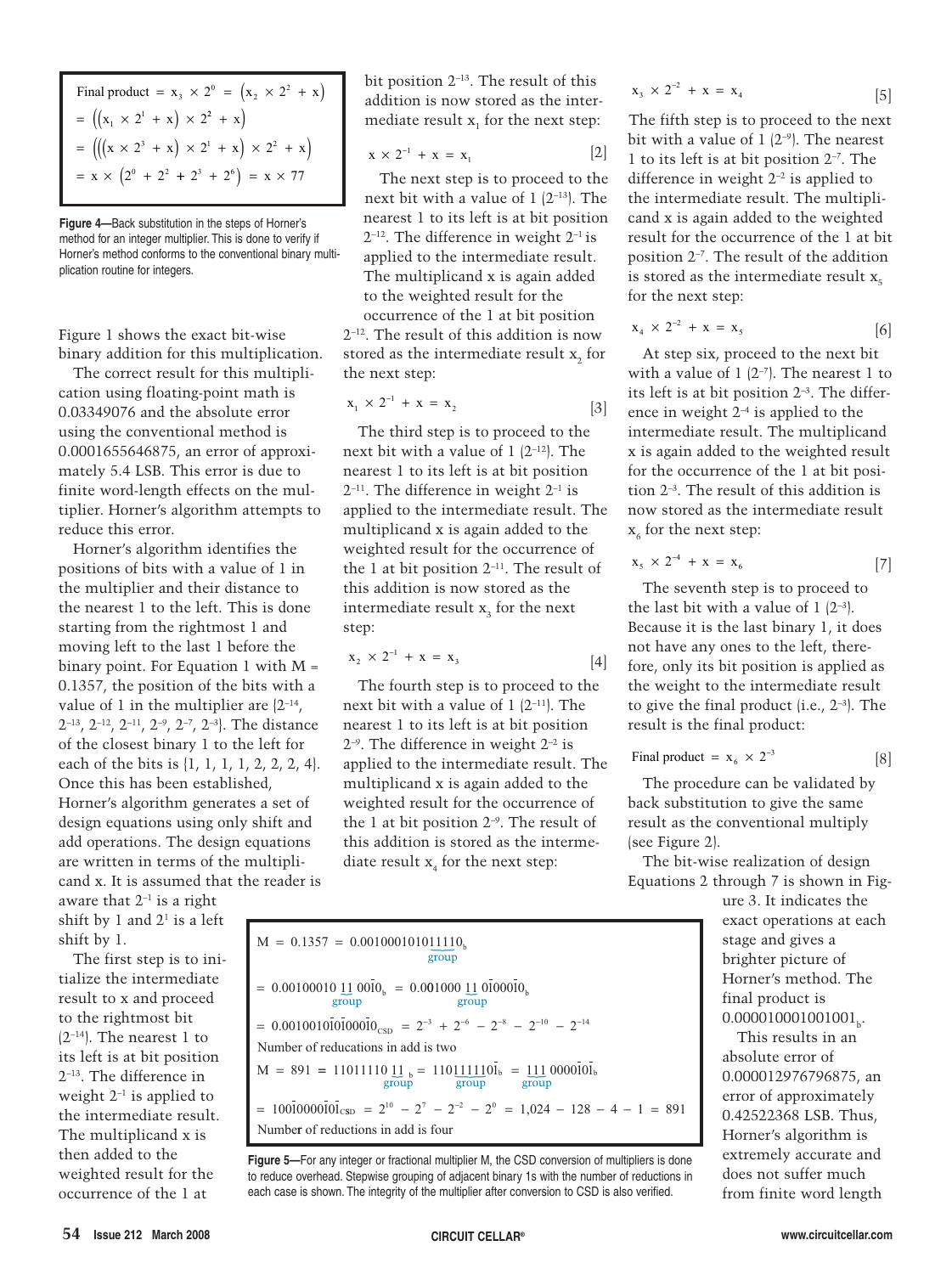$$\text{Final product} = x_3 \times 2^0 = \left(x_2 \times 2^2 + x\right)$$
$$= \left(\left(x_1 \times 2^1 + x\right) \times 2^2 + x\right)$$
$$= \left(\left(\left(x \times 2^3 + x\right) \times 2^1 + x\right) \times 2^2 + x\right)$$
$$= x \times \left(2^0 + 2^2 + 2^3 + 2^6\right) = x \times 77$$

**Figure 4**—Back substitution in the steps of Horner's method for an integer multiplier. This is done to verify if Horner's method conforms to the conventional binary multiplication routine for integers.

Figure 1 shows the exact bit-wise binary addition for this multiplication.

The correct result for this multiplication using floating-point math is 0.03349076 and the absolute error using the conventional method is 0.0001655646875, an error of approximately 5.4 LSB. This error is due to finite word-length effects on the multiplier. Horner's algorithm attempts to reduce this error.

Horner's algorithm identifies the positions of bits with a value of 1 in the multiplier and their distance to the nearest 1 to the left. This is done starting from the rightmost 1 and moving left to the last 1 before the binary point. For Equation 1 with M = 0.1357, the position of the bits with a value of 1 in the multiplier are $\{2^{-14}, 2^{-13}, 2^{-12}, 2^{-11}, 2^{-9}, 2^{-7}, 2^{-3}\}$. The distance of the closest binary 1 to the left for each of the bits is {1, 1, 1, 1, 2, 2, 4}. Once this has been established, Horner's algorithm generates a set of design equations using only shift and add operations. The design equations are written in terms of the multiplicand x. It is assumed that the reader is aware that $2^{-1}$ is a right shift by 1 and $2^1$ is a left shift by 1.

The first step is to initialize the intermediate result to x and proceed to the rightmost bit $(2^{-14})$. The nearest 1 to its left is at bit position $2^{-13}$. The difference in weight $2^{-1}$ is applied to the intermediate result. The multiplicand x is then added to the weighted result for the occurrence of the 1 at bit position $2^{-13}$. The result of this addition is now stored as the intermediate result $x_1$ for the next step:

$$x \times 2^{-1} + x = x_1 \qquad [2]$$

The next step is to proceed to the next bit with a value of 1 $(2^{-13})$. The nearest 1 to its left is at bit position $2^{-12}$. The difference in weight $2^{-1}$ is applied to the intermediate result. The multiplicand x is again added to the weighted result for the occurrence of the 1 at bit position $2^{-12}$. The result of this addition is now stored as the intermediate result $x_2$ for the next step:

$$x_1 \times 2^{-1} + x = x_2 \qquad [3]$$

The third step is to proceed to the next bit with a value of 1 $(2^{-12})$. The nearest 1 to its left is at bit position $2^{-11}$. The difference in weight $2^{-1}$ is applied to the intermediate result. The multiplicand x is again added to the weighted result for the occurrence of the 1 at bit position $2^{-11}$. The result of this addition is now stored as the intermediate result $x_3$ for the next step:

$$x_2 \times 2^{-1} + x = x_3 \qquad [4]$$

The fourth step is to proceed to the next bit with a value of 1 $(2^{-11})$. The nearest 1 to its left is at bit position $2^{-9}$. The difference in weight $2^{-2}$ is applied to the intermediate result. The multiplicand x is again added to the weighted result for the occurrence of the 1 at bit position $2^{-9}$. The result of this addition is stored as the intermediate result $x_4$ for the next step:

$$x_3 \times 2^{-2} + x = x_4 \qquad [5]$$

The fifth step is to proceed to the next bit with a value of 1 $(2^{-9})$. The nearest 1 to its left is at bit position $2^{-7}$. The difference in weight $2^{-2}$ is applied to the intermediate result. The multiplicand x is again added to the weighted result for the occurrence of the 1 at bit position $2^{-7}$. The result of the addition is stored as the intermediate result $x_5$ for the next step:

$$x_4 \times 2^{-2} + x = x_5 \qquad [6]$$

At step six, proceed to the next bit with a value of 1 $(2^{-7})$. The nearest 1 to its left is at bit position $2^{-3}$. The difference in weight $2^{-4}$ is applied to the intermediate result. The multiplicand x is again added to the weighted result for the occurrence of the 1 at bit position $2^{-3}$. The result of this addition is now stored as the intermediate result $x_6$ for the next step:

$$x_5 \times 2^{-4} + x = x_6 \qquad [7]$$

The seventh step is to proceed to the last bit with a value of 1 $(2^{-3})$. Because it is the last binary 1, it does not have any ones to the left, therefore, only its bit position is applied as the weight to the intermediate result to give the final product (i.e., $2^{-3}$). The result is the final product:

$$\text{Final product} = x_6 \times 2^{-3} \qquad [8]$$

The procedure can be validated by back substitution to give the same result as the conventional multiply (see Figure 2).

The bit-wise realization of design Equations 2 through 7 is shown in Figure 3. It indicates the exact operations at each stage and gives a brighter picture of Horner's method. The final product is $0.000010001001001_b$.

This results in an absolute error of 0.000012976796875, an error of approximately 0.42522368 LSB. Thus, Horner's algorithm is extremely accurate and does not suffer much from finite word length

$$M = 0.1357 = 0.00100010101\underbrace{1110}_{\text{group}}{}_b$$

$$= 0.00100010\underbrace{11}_{\text{group}}00\bar{1}0_b = 0.001000\underbrace{11}_{\text{group}}0\bar{1}00\bar{1}0_b$$

$$= 0.0010010\bar{1}0\bar{1}000\bar{1}0_{CSD} = 2^{-3} + 2^{-6} - 2^{-8} - 2^{-10} - 2^{-14}$$

Number of reducations in add is two

$$M = 891 = 11011110\underbrace{11}_{\text{group}}{}_b = 110\underbrace{11111}_{\text{group}}0\bar{1}_b = \underbrace{111}_{\text{group}}0000\bar{1}0\bar{1}_b$$

$$= 100\bar{1}00000\bar{1}0\bar{1}_{CSD} = 2^{10} - 2^7 - 2^{-2} - 2^0 = 1{,}024 - 128 - 4 - 1 = 891$$

Number of reductions in add is four

**Figure 5**—For any integer or fractional multiplier M, the CSD conversion of multipliers is done to reduce overhead. Stepwise grouping of adjacent binary 1s with the number of reductions in each case is shown. The integrity of the multiplier after conversion to CSD is also verified.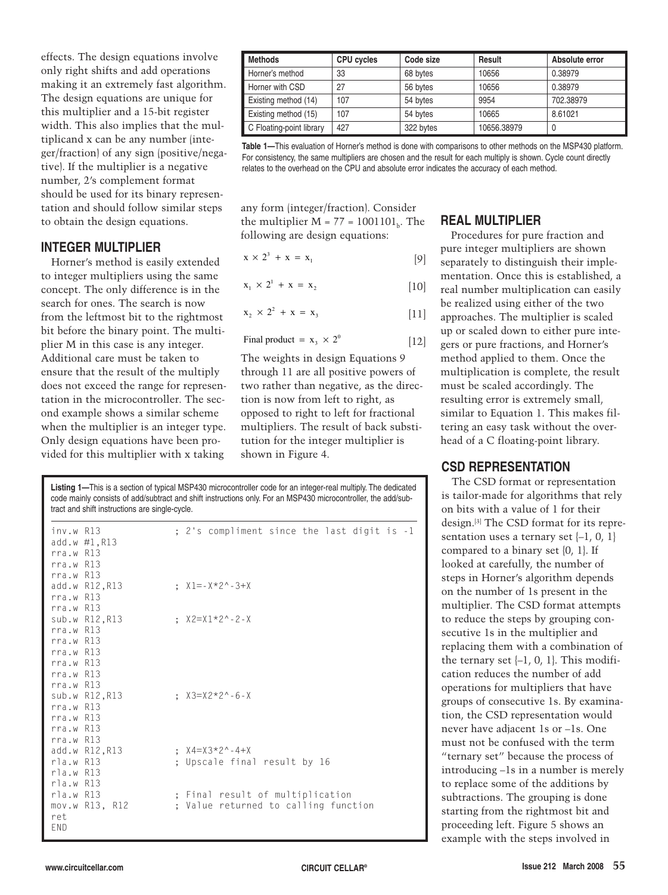effects. The design equations involve only right shifts and add operations making it an extremely fast algorithm. The design equations are unique for this multiplier and a 15-bit register width. This also implies that the multiplicand x can be any number (integer/fraction) of any sign (positive/negative). If the multiplier is a negative number, 2's complement format should be used for its binary representation and should follow similar steps to obtain the design equations.

## INTEGER MULTIPLIER

Horner's method is easily extended to integer multipliers using the same concept. The only difference is in the search for ones. The search is now from the leftmost bit to the rightmost bit before the binary point. The multiplier M in this case is any integer. Additional care must be taken to ensure that the result of the multiply does not exceed the range for representation in the microcontroller. The second example shows a similar scheme when the multiplier is an integer type. Only design equations have been provided for this multiplier with x taking any form (integer/fraction). Consider the multiplier $M = 77 = 1001101_b$. The following are design equations:

$$x \times 2^3 + x = x_1 \quad [9]$$

$$x_1 \times 2^1 + x = x_2 \quad [10]$$

$$x_2 \times 2^2 + x = x_3 \quad [11]$$

$$\text{Final product} = x_3 \times 2^0 \quad [12]$$

The weights in design Equations 9 through 11 are all positive powers of two rather than negative, as the direction is now from left to right, as opposed to right to left for fractional multipliers. The result of back substitution for the integer multiplier is shown in Figure 4.

## REAL MULTIPLIER

Procedures for pure fraction and pure integer multipliers are shown separately to distinguish their implementation. Once this is established, a real number multiplication can easily be realized using either of the two approaches. The multiplier is scaled up or scaled down to either pure integers or pure fractions, and Horner's method applied to them. Once the multiplication is complete, the result must be scaled accordingly. The resulting error is extremely small, similar to Equation 1. This makes filtering an easy task without the overhead of a C floating-point library.

## CSD REPRESENTATION

The CSD format or representation is tailor-made for algorithms that rely on bits with a value of 1 for their design.[3] The CSD format for its representation uses a ternary set {–1, 0, 1} compared to a binary set {0, 1}. If looked at carefully, the number of steps in Horner's algorithm depends on the number of 1s present in the multiplier. The CSD format attempts to reduce the steps by grouping consecutive 1s in the multiplier and replacing them with a combination of the ternary set {–1, 0, 1}. This modification reduces the number of add operations for multipliers that have groups of consecutive 1s. By examination, the CSD representation would never have adjacent 1s or –1s. One must not be confused with the term "ternary set" because the process of introducing –1s in a number is merely to replace some of the additions by subtractions. The grouping is done starting from the rightmost bit and proceeding left. Figure 5 shows an example with the steps involved in

| Methods | CPU cycles | Code size | Result | Absolute error |
|---|---|---|---|---|
| Horner's method | 33 | 68 bytes | 10656 | 0.38979 |
| Horner with CSD | 27 | 56 bytes | 10656 | 0.38979 |
| Existing method (14) | 107 | 54 bytes | 9954 | 702.38979 |
| Existing method (15) | 107 | 54 bytes | 10665 | 8.61021 |
| C Floating-point library | 427 | 322 bytes | 10656.38979 | 0 |

**Table 1—**This evaluation of Horner's method is done with comparisons to other methods on the MSP430 platform. For consistency, the same multipliers are chosen and the result for each multiply is shown. Cycle count directly relates to the overhead on the CPU and absolute error indicates the accuracy of each method.

**Listing 1—**This is a section of typical MSP430 microcontroller code for an integer-real multiply. The dedicated code mainly consists of add/subtract and shift instructions only. For an MSP430 microcontroller, the add/subtract and shift instructions are single-cycle.

```
inv.w R13             ; 2's compliment since the last digit is -1
add.w #1,R13
rra.w R13
rra.w R13
rra.w R13
add.w R12,R13         ; X1=-X*2^-3+X
rra.w R13
rra.w R13
sub.w R12,R13         ; X2=X1*2^-2-X
rra.w R13
rra.w R13
rra.w R13
rra.w R13
rra.w R13
rra.w R13
sub.w R12,R13         ; X3=X2*2^-6-X
rra.w R13
rra.w R13
rra.w R13
rra.w R13
add.w R12,R13         ; X4=X3*2^-4+X
rla.w R13             ; Upscale final result by 16
rla.w R13
rla.w R13
rla.w R13             ; Final result of multiplication
mov.w R13, R12        ; Value returned to calling function
ret
END
```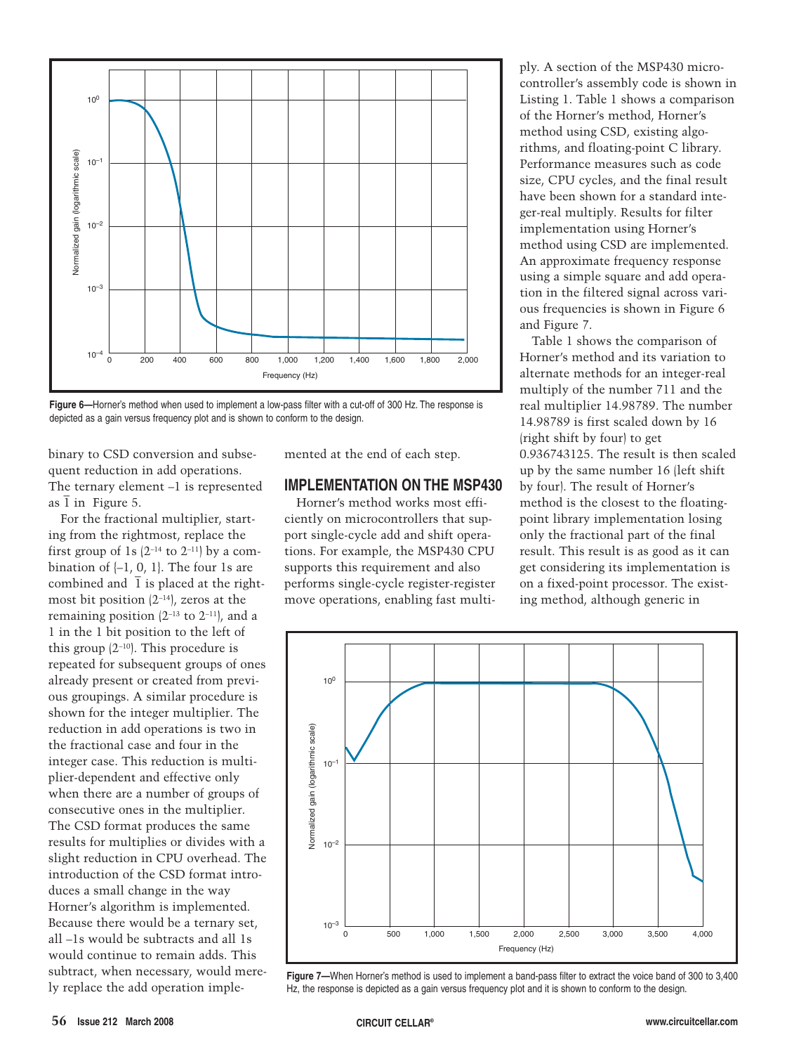**Figure 6—**Horner's method when used to implement a low-pass filter with a cut-off of 300 Hz. The response is depicted as a gain versus frequency plot and is shown to conform to the design.

binary to CSD conversion and subsequent reduction in add operations. The ternary element –1 is represented as $\bar{1}$ in Figure 5.

For the fractional multiplier, starting from the rightmost, replace the first group of 1s ($2^{-14}$ to $2^{-11}$) by a combination of {–1, 0, 1}. The four 1s are combined and $\bar{1}$ is placed at the rightmost bit position ($2^{-14}$), zeros at the remaining position ($2^{-13}$ to $2^{-11}$), and a 1 in the 1 bit position to the left of this group ($2^{-10}$). This procedure is repeated for subsequent groups of ones already present or created from previous groupings. A similar procedure is shown for the integer multiplier. The reduction in add operations is two in the fractional case and four in the integer case. This reduction is multiplier-dependent and effective only when there are a number of groups of consecutive ones in the multiplier. The CSD format produces the same results for multiplies or divides with a slight reduction in CPU overhead. The introduction of the CSD format introduces a small change in the way Horner's algorithm is implemented. Because there would be a ternary set, all –1s would be subtracts and all 1s would continue to remain adds. This subtract, when necessary, would merely replace the add operation implemented at the end of each step.

## IMPLEMENTATION ON THE MSP430

Horner's method works most efficiently on microcontrollers that support single-cycle add and shift operations. For example, the MSP430 CPU supports this requirement and also performs single-cycle register-register move operations, enabling fast multiply. A section of the MSP430 microcontroller's assembly code is shown in Listing 1. Table 1 shows a comparison of the Horner's method, Horner's method using CSD, existing algorithms, and floating-point C library. Performance measures such as code size, CPU cycles, and the final result have been shown for a standard integer-real multiply. Results for filter implementation using Horner's method using CSD are implemented. An approximate frequency response using a simple square and add operation in the filtered signal across various frequencies is shown in Figure 6 and Figure 7.

Table 1 shows the comparison of Horner's method and its variation to alternate methods for an integer-real multiply of the number 711 and the real multiplier 14.98789. The number 14.98789 is first scaled down by 16 (right shift by four) to get 0.936743125. The result is then scaled up by the same number 16 (left shift by four). The result of Horner's method is the closest to the floating-point library implementation losing only the fractional part of the final result. This result is as good as it can get considering its implementation is on a fixed-point processor. The existing method, although generic in

**Figure 7—**When Horner's method is used to implement a band-pass filter to extract the voice band of 300 to 3,400 Hz, the response is depicted as a gain versus frequency plot and it is shown to conform to the design.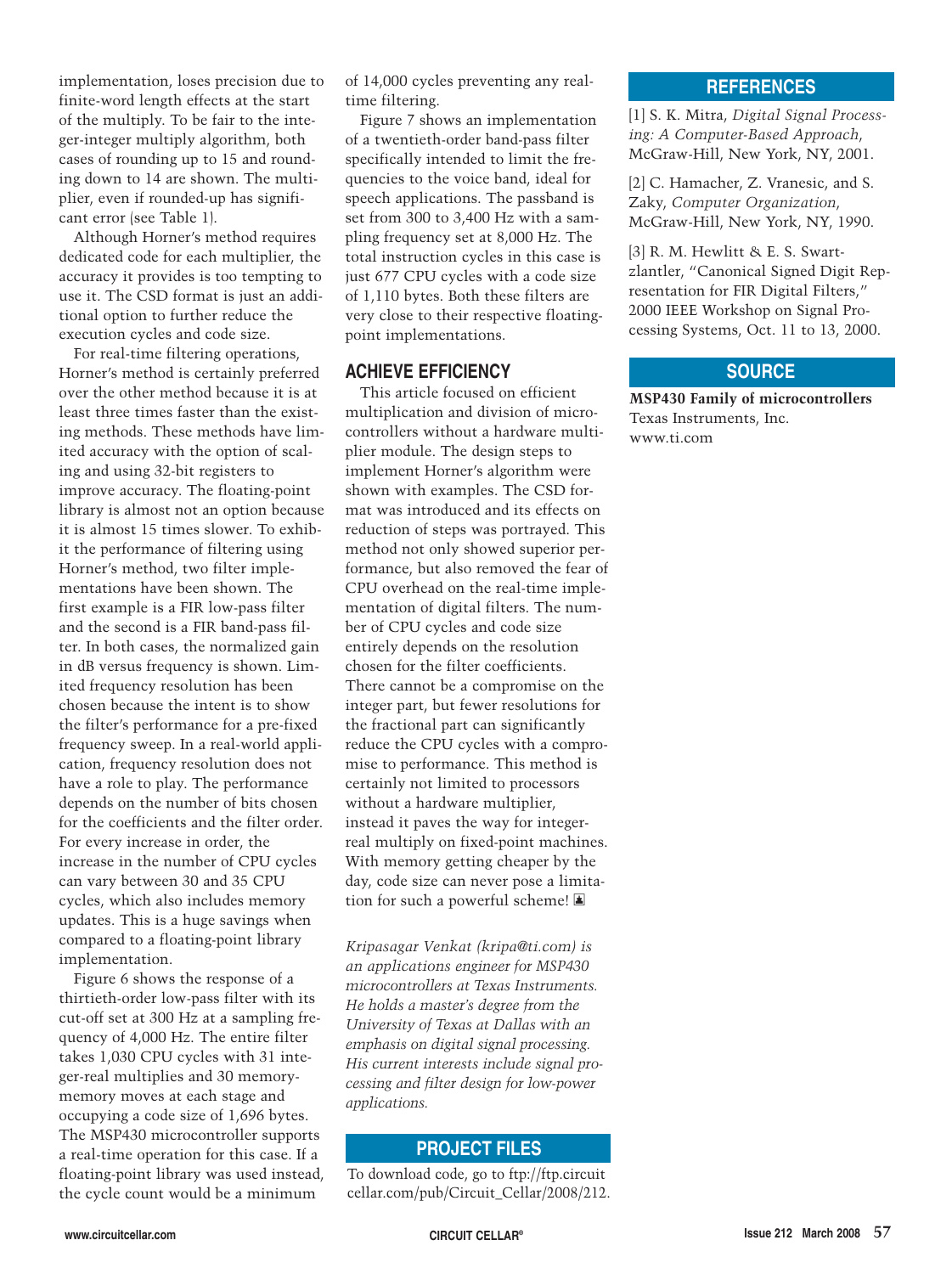implementation, loses precision due to finite-word length effects at the start of the multiply. To be fair to the integer-integer multiply algorithm, both cases of rounding up to 15 and rounding down to 14 are shown. The multiplier, even if rounded-up has significant error (see Table 1).

Although Horner's method requires dedicated code for each multiplier, the accuracy it provides is too tempting to use it. The CSD format is just an additional option to further reduce the execution cycles and code size.

For real-time filtering operations, Horner's method is certainly preferred over the other method because it is at least three times faster than the existing methods. These methods have limited accuracy with the option of scaling and using 32-bit registers to improve accuracy. The floating-point library is almost not an option because it is almost 15 times slower. To exhibit the performance of filtering using Horner's method, two filter implementations have been shown. The first example is a FIR low-pass filter and the second is a FIR band-pass filter. In both cases, the normalized gain in dB versus frequency is shown. Limited frequency resolution has been chosen because the intent is to show the filter's performance for a pre-fixed frequency sweep. In a real-world application, frequency resolution does not have a role to play. The performance depends on the number of bits chosen for the coefficients and the filter order. For every increase in order, the increase in the number of CPU cycles can vary between 30 and 35 CPU cycles, which also includes memory updates. This is a huge savings when compared to a floating-point library implementation.

Figure 6 shows the response of a thirtieth-order low-pass filter with its cut-off set at 300 Hz at a sampling frequency of 4,000 Hz. The entire filter takes 1,030 CPU cycles with 31 integer-real multiplies and 30 memory-memory moves at each stage and occupying a code size of 1,696 bytes. The MSP430 microcontroller supports a real-time operation for this case. If a floating-point library was used instead, the cycle count would be a minimum of 14,000 cycles preventing any real-time filtering.

Figure 7 shows an implementation of a twentieth-order band-pass filter specifically intended to limit the frequencies to the voice band, ideal for speech applications. The passband is set from 300 to 3,400 Hz with a sampling frequency set at 8,000 Hz. The total instruction cycles in this case is just 677 CPU cycles with a code size of 1,110 bytes. Both these filters are very close to their respective floating-point implementations.

## ACHIEVE EFFICIENCY

This article focused on efficient multiplication and division of microcontrollers without a hardware multiplier module. The design steps to implement Horner's algorithm were shown with examples. The CSD format was introduced and its effects on reduction of steps was portrayed. This method not only showed superior performance, but also removed the fear of CPU overhead on the real-time implementation of digital filters. The number of CPU cycles and code size entirely depends on the resolution chosen for the filter coefficients. There cannot be a compromise on the integer part, but fewer resolutions for the fractional part can significantly reduce the CPU cycles with a compromise to performance. This method is certainly not limited to processors without a hardware multiplier, instead it paves the way for integer-real multiply on fixed-point machines. With memory getting cheaper by the day, code size can never pose a limitation for such a powerful scheme! ◼

*Kripasagar Venkat (kripa@ti.com) is an applications engineer for MSP430 microcontrollers at Texas Instruments. He holds a master's degree from the University of Texas at Dallas with an emphasis on digital signal processing. His current interests include signal processing and filter design for low-power applications.*

## PROJECT FILES

To download code, go to ftp://ftp.circuitcellar.com/pub/Circuit_Cellar/2008/212.

## REFERENCES

[1] S. K. Mitra, *Digital Signal Processing: A Computer-Based Approach*, McGraw-Hill, New York, NY, 2001.

[2] C. Hamacher, Z. Vranesic, and S. Zaky, *Computer Organization*, McGraw-Hill, New York, NY, 1990.

[3] R. M. Hewlitt & E. S. Swartzlantler, "Canonical Signed Digit Representation for FIR Digital Filters," 2000 IEEE Workshop on Signal Processing Systems, Oct. 11 to 13, 2000.

## SOURCE

**MSP430 Family of microcontrollers**
Texas Instruments, Inc.
www.ti.com